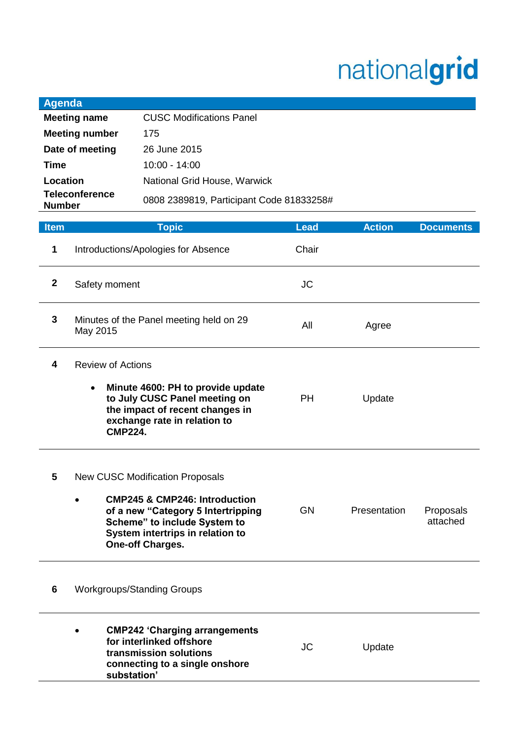nationalgrid

## Agenda

| | |
|---|---|
| **Meeting name** | CUSC Modifications Panel |
| **Meeting number** | 175 |
| **Date of meeting** | 26 June 2015 |
| **Time** | 10:00 - 14:00 |
| **Location** | National Grid House, Warwick |
| **Teleconference Number** | 0808 2389819, Participant Code 81833258# |

| Item | Topic | Lead | Action | Documents |
|---|---|---|---|---|
| **1** | Introductions/Apologies for Absence | Chair | | |
| **2** | Safety moment | JC | | |
| **3** | Minutes of the Panel meeting held on 29 May 2015 | All | Agree | |
| **4** | Review of Actions | | | |
| | • **Minute 4600: PH to provide update to July CUSC Panel meeting on the impact of recent changes in exchange rate in relation to CMP224.** | PH | Update | |
| **5** | New CUSC Modification Proposals | | | |
| | • **CMP245 & CMP246: Introduction of a new "Category 5 Intertripping Scheme" to include System to System intertrips in relation to One-off Charges.** | GN | Presentation | Proposals attached |
| **6** | Workgroups/Standing Groups | | | |
| | • **CMP242 'Charging arrangements for interlinked offshore transmission solutions connecting to a single onshore substation'** | JC | Update | |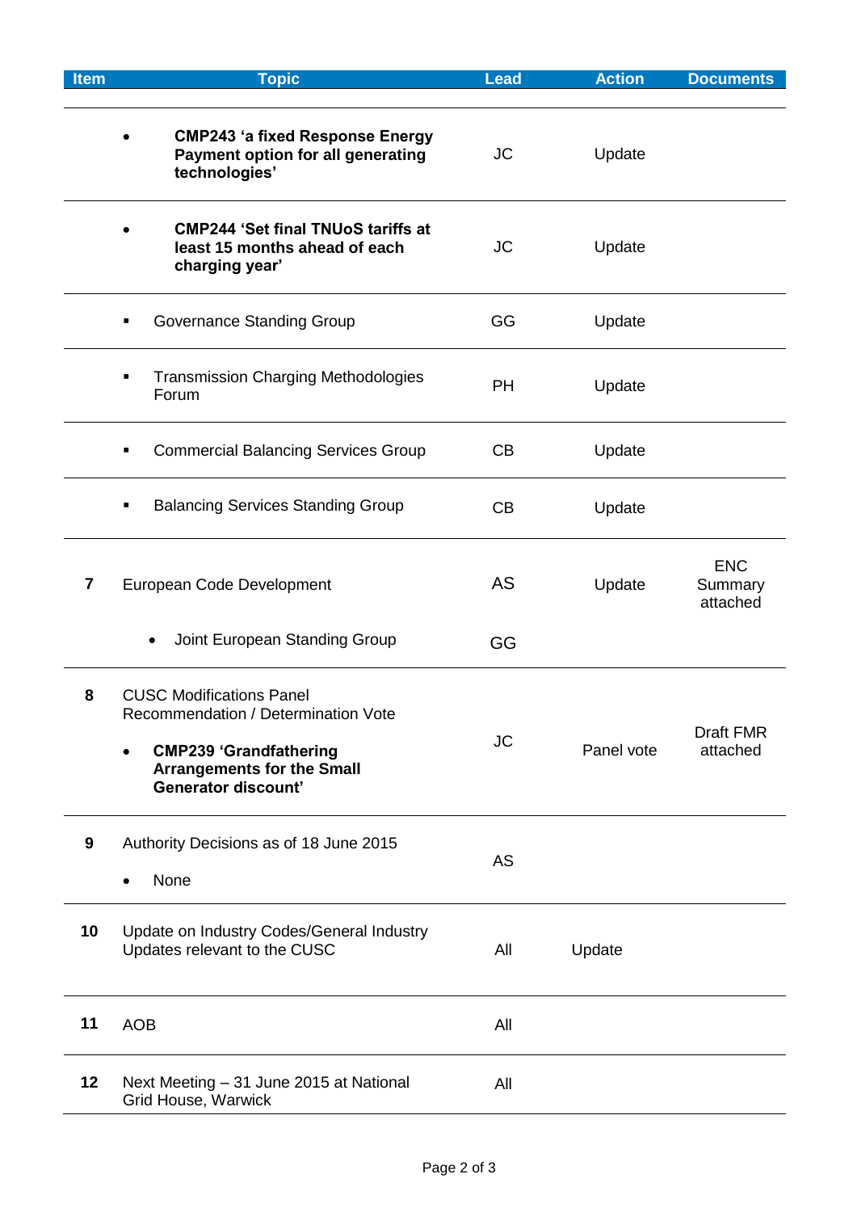| Item | Topic | Lead | Action | Documents |
|---|---|---|---|---|
| | • **CMP243 'a fixed Response Energy Payment option for all generating technologies'** | JC | Update | |
| | • **CMP244 'Set final TNUoS tariffs at least 15 months ahead of each charging year'** | JC | Update | |
| | ▪ Governance Standing Group | GG | Update | |
| | ▪ Transmission Charging Methodologies Forum | PH | Update | |
| | ▪ Commercial Balancing Services Group | CB | Update | |
| | ▪ Balancing Services Standing Group | CB | Update | |
| **7** | European Code Development<br>• Joint European Standing Group | AS<br>GG | Update | ENC Summary attached |
| **8** | CUSC Modifications Panel Recommendation / Determination Vote<br>• **CMP239 'Grandfathering Arrangements for the Small Generator discount'** | JC | Panel vote | Draft FMR attached |
| **9** | Authority Decisions as of 18 June 2015<br>• None | AS | | |
| **10** | Update on Industry Codes/General Industry Updates relevant to the CUSC | All | Update | |
| **11** | AOB | All | | |
| **12** | Next Meeting – 31 June 2015 at National Grid House, Warwick | All | | |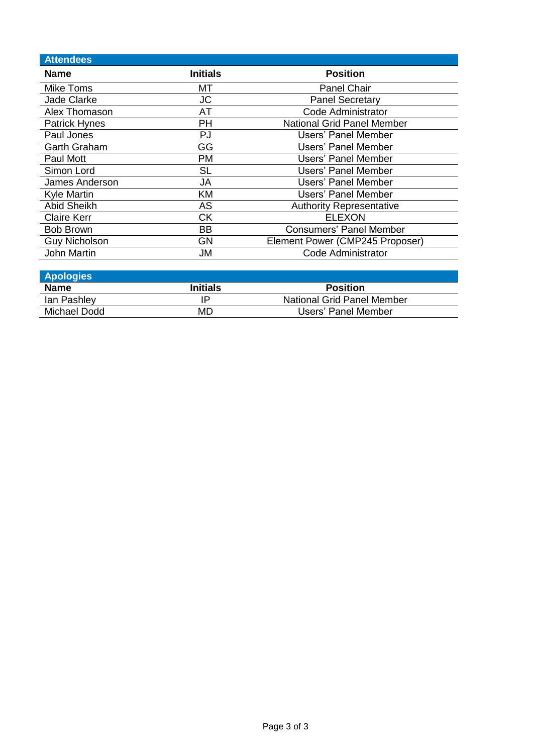| Attendees | | |
|---|---|---|
| **Name** | **Initials** | **Position** |
| Mike Toms | MT | Panel Chair |
| Jade Clarke | JC | Panel Secretary |
| Alex Thomason | AT | Code Administrator |
| Patrick Hynes | PH | National Grid Panel Member |
| Paul Jones | PJ | Users' Panel Member |
| Garth Graham | GG | Users' Panel Member |
| Paul Mott | PM | Users' Panel Member |
| Simon Lord | SL | Users' Panel Member |
| James Anderson | JA | Users' Panel Member |
| Kyle Martin | KM | Users' Panel Member |
| Abid Sheikh | AS | Authority Representative |
| Claire Kerr | CK | ELEXON |
| Bob Brown | BB | Consumers' Panel Member |
| Guy Nicholson | GN | Element Power (CMP245 Proposer) |
| John Martin | JM | Code Administrator |

| Apologies | | |
|---|---|---|
| **Name** | **Initials** | **Position** |
| Ian Pashley | IP | National Grid Panel Member |
| Michael Dodd | MD | Users' Panel Member |